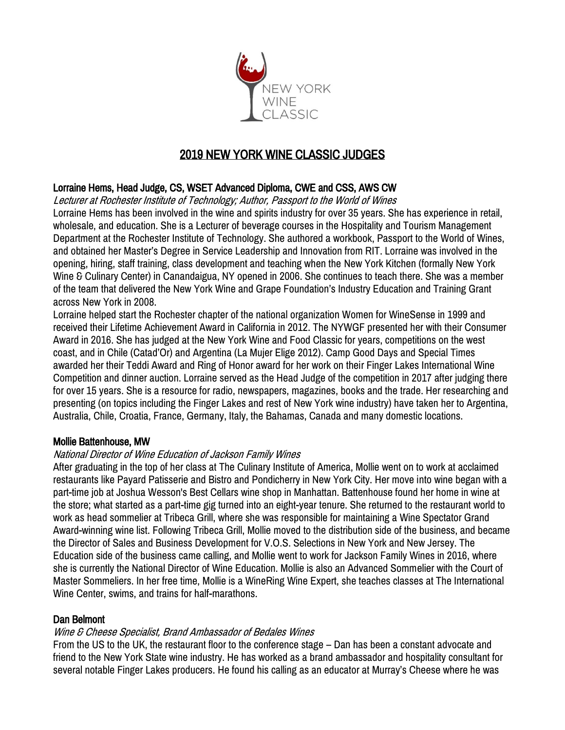NEW YORK WINE CLASSIC

# 2019 NEW YORK WINE CLASSIC JUDGES

### Lorraine Hems, Head Judge, CS, WSET Advanced Diploma, CWE and CSS, AWS CW

*Lecturer at Rochester Institute of Technology; Author, Passport to the World of Wines*

Lorraine Hems has been involved in the wine and spirits industry for over 35 years. She has experience in retail, wholesale, and education. She is a Lecturer of beverage courses in the Hospitality and Tourism Management Department at the Rochester Institute of Technology. She authored a workbook, Passport to the World of Wines, and obtained her Master's Degree in Service Leadership and Innovation from RIT. Lorraine was involved in the opening, hiring, staff training, class development and teaching when the New York Kitchen (formally New York Wine & Culinary Center) in Canandaigua, NY opened in 2006. She continues to teach there. She was a member of the team that delivered the New York Wine and Grape Foundation's Industry Education and Training Grant across New York in 2008.

Lorraine helped start the Rochester chapter of the national organization Women for WineSense in 1999 and received their Lifetime Achievement Award in California in 2012. The NYWGF presented her with their Consumer Award in 2016. She has judged at the New York Wine and Food Classic for years, competitions on the west coast, and in Chile (Catad'Or) and Argentina (La Mujer Elige 2012). Camp Good Days and Special Times awarded her their Teddi Award and Ring of Honor award for her work on their Finger Lakes International Wine Competition and dinner auction. Lorraine served as the Head Judge of the competition in 2017 after judging there for over 15 years. She is a resource for radio, newspapers, magazines, books and the trade. Her researching and presenting (on topics including the Finger Lakes and rest of New York wine industry) have taken her to Argentina, Australia, Chile, Croatia, France, Germany, Italy, the Bahamas, Canada and many domestic locations.

### Mollie Battenhouse, MW

*National Director of Wine Education of Jackson Family Wines*

After graduating in the top of her class at The Culinary Institute of America, Mollie went on to work at acclaimed restaurants like Payard Patisserie and Bistro and Pondicherry in New York City. Her move into wine began with a part-time job at Joshua Wesson's Best Cellars wine shop in Manhattan. Battenhouse found her home in wine at the store; what started as a part-time gig turned into an eight-year tenure. She returned to the restaurant world to work as head sommelier at Tribeca Grill, where she was responsible for maintaining a Wine Spectator Grand Award-winning wine list. Following Tribeca Grill, Mollie moved to the distribution side of the business, and became the Director of Sales and Business Development for V.O.S. Selections in New York and New Jersey. The Education side of the business came calling, and Mollie went to work for Jackson Family Wines in 2016, where she is currently the National Director of Wine Education. Mollie is also an Advanced Sommelier with the Court of Master Sommeliers. In her free time, Mollie is a WineRing Wine Expert, she teaches classes at The International Wine Center, swims, and trains for half-marathons.

### Dan Belmont

*Wine & Cheese Specialist, Brand Ambassador of Bedales Wines*

From the US to the UK, the restaurant floor to the conference stage – Dan has been a constant advocate and friend to the New York State wine industry. He has worked as a brand ambassador and hospitality consultant for several notable Finger Lakes producers. He found his calling as an educator at Murray's Cheese where he was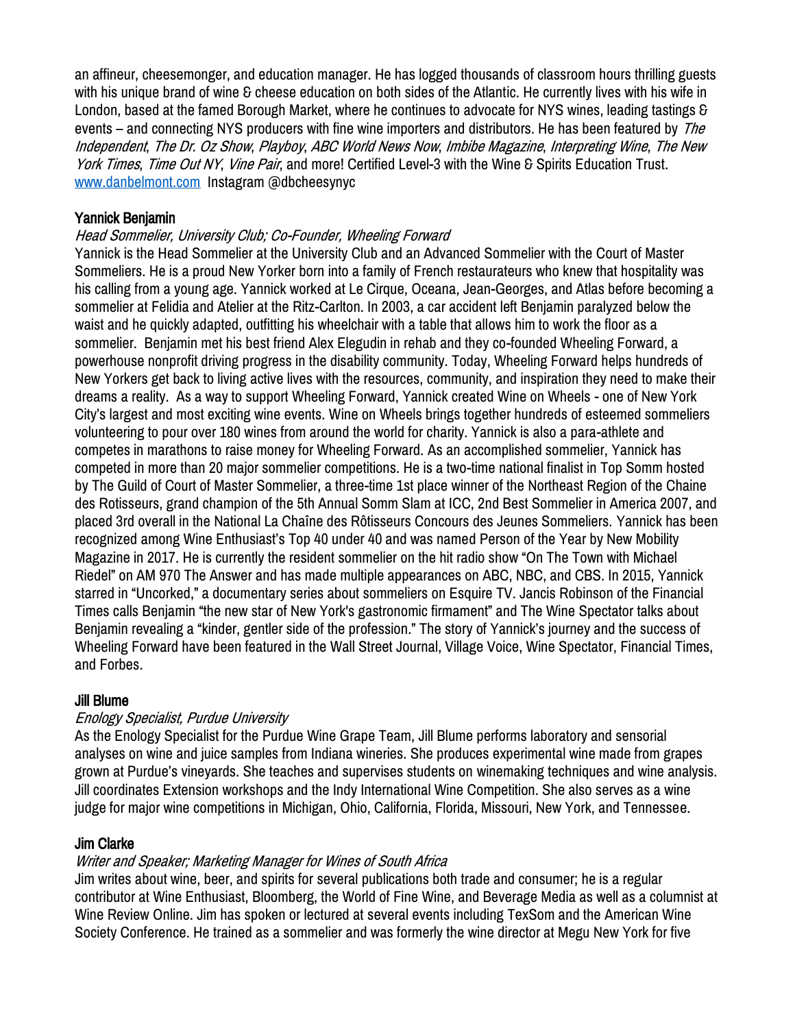an affineur, cheesemonger, and education manager. He has logged thousands of classroom hours thrilling guests with his unique brand of wine & cheese education on both sides of the Atlantic. He currently lives with his wife in London, based at the famed Borough Market, where he continues to advocate for NYS wines, leading tastings & events – and connecting NYS producers with fine wine importers and distributors. He has been featured by *The Independent*, *The Dr. Oz Show*, *Playboy*, *ABC World News Now*, *Imbibe Magazine*, *Interpreting Wine*, *The New York Times*, *Time Out NY*, *Vine Pair*, and more! Certified Level-3 with the Wine & Spirits Education Trust. [www.danbelmont.com](http://www.danbelmont.com) Instagram @dbcheesynyc

**Yannick Benjamin**

*Head Sommelier, University Club; Co-Founder, Wheeling Forward*

Yannick is the Head Sommelier at the University Club and an Advanced Sommelier with the Court of Master Sommeliers. He is a proud New Yorker born into a family of French restaurateurs who knew that hospitality was his calling from a young age. Yannick worked at Le Cirque, Oceana, Jean-Georges, and Atlas before becoming a sommelier at Felidia and Atelier at the Ritz-Carlton. In 2003, a car accident left Benjamin paralyzed below the waist and he quickly adapted, outfitting his wheelchair with a table that allows him to work the floor as a sommelier. Benjamin met his best friend Alex Elegudin in rehab and they co-founded Wheeling Forward, a powerhouse nonprofit driving progress in the disability community. Today, Wheeling Forward helps hundreds of New Yorkers get back to living active lives with the resources, community, and inspiration they need to make their dreams a reality. As a way to support Wheeling Forward, Yannick created Wine on Wheels - one of New York City's largest and most exciting wine events. Wine on Wheels brings together hundreds of esteemed sommeliers volunteering to pour over 180 wines from around the world for charity. Yannick is also a para-athlete and competes in marathons to raise money for Wheeling Forward. As an accomplished sommelier, Yannick has competed in more than 20 major sommelier competitions. He is a two-time national finalist in Top Somm hosted by The Guild of Court of Master Sommelier, a three-time 1st place winner of the Northeast Region of the Chaine des Rotisseurs, grand champion of the 5th Annual Somm Slam at ICC, 2nd Best Sommelier in America 2007, and placed 3rd overall in the National La Chaîne des Rôtisseurs Concours des Jeunes Sommeliers. Yannick has been recognized among Wine Enthusiast's Top 40 under 40 and was named Person of the Year by New Mobility Magazine in 2017. He is currently the resident sommelier on the hit radio show "On The Town with Michael Riedel" on AM 970 The Answer and has made multiple appearances on ABC, NBC, and CBS. In 2015, Yannick starred in "Uncorked," a documentary series about sommeliers on Esquire TV. Jancis Robinson of the Financial Times calls Benjamin "the new star of New York's gastronomic firmament" and The Wine Spectator talks about Benjamin revealing a "kinder, gentler side of the profession." The story of Yannick's journey and the success of Wheeling Forward have been featured in the Wall Street Journal, Village Voice, Wine Spectator, Financial Times, and Forbes.

**Jill Blume**

*Enology Specialist, Purdue University*

As the Enology Specialist for the Purdue Wine Grape Team, Jill Blume performs laboratory and sensorial analyses on wine and juice samples from Indiana wineries. She produces experimental wine made from grapes grown at Purdue's vineyards. She teaches and supervises students on winemaking techniques and wine analysis. Jill coordinates Extension workshops and the Indy International Wine Competition. She also serves as a wine judge for major wine competitions in Michigan, Ohio, California, Florida, Missouri, New York, and Tennessee.

**Jim Clarke**

*Writer and Speaker; Marketing Manager for Wines of South Africa*

Jim writes about wine, beer, and spirits for several publications both trade and consumer; he is a regular contributor at Wine Enthusiast, Bloomberg, the World of Fine Wine, and Beverage Media as well as a columnist at Wine Review Online. Jim has spoken or lectured at several events including TexSom and the American Wine Society Conference. He trained as a sommelier and was formerly the wine director at Megu New York for five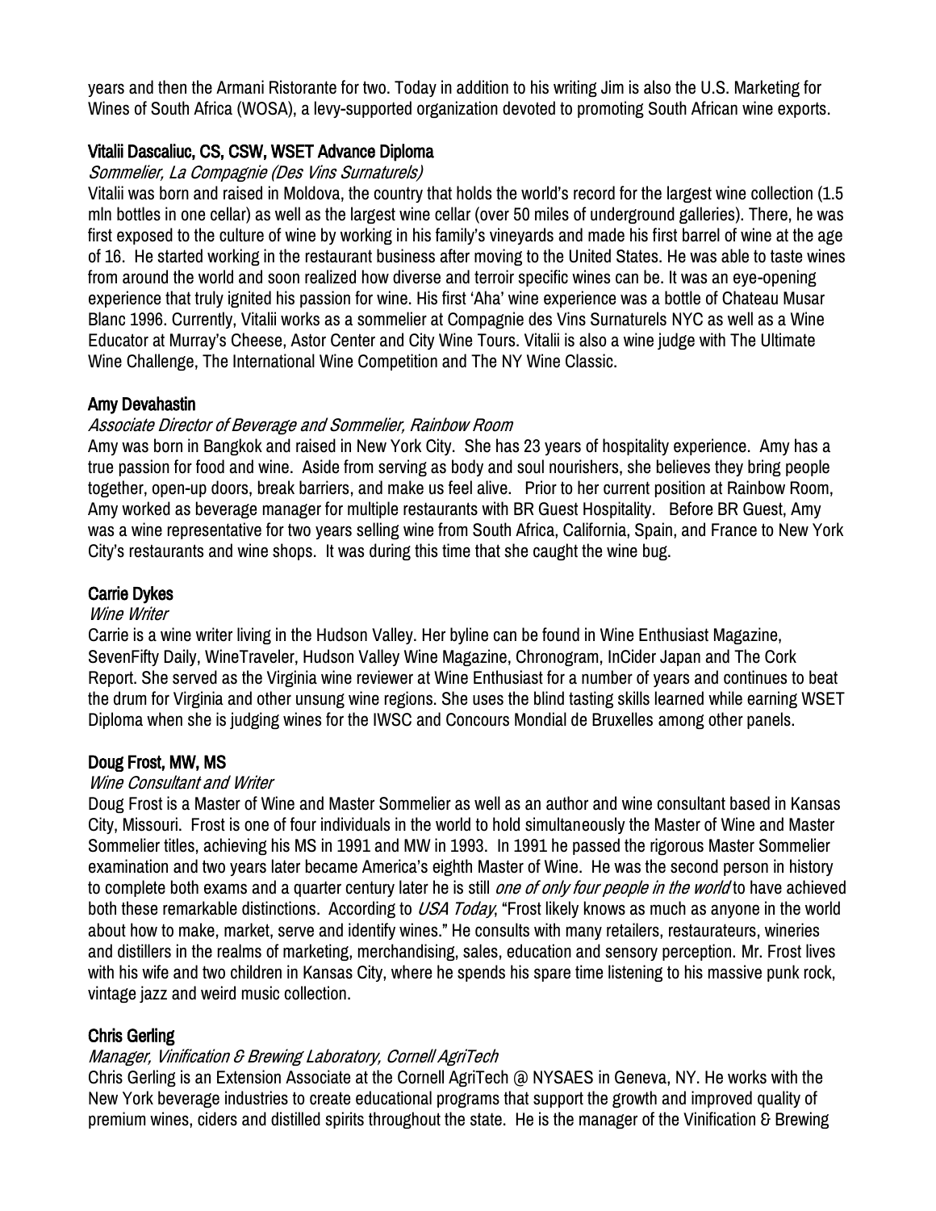years and then the Armani Ristorante for two. Today in addition to his writing Jim is also the U.S. Marketing for Wines of South Africa (WOSA), a levy-supported organization devoted to promoting South African wine exports.

### Vitalii Dascaliuc, CS, CSW, WSET Advance Diploma

*Sommelier, La Compagnie (Des Vins Surnaturels)*

Vitalii was born and raised in Moldova, the country that holds the world's record for the largest wine collection (1.5 mln bottles in one cellar) as well as the largest wine cellar (over 50 miles of underground galleries). There, he was first exposed to the culture of wine by working in his family's vineyards and made his first barrel of wine at the age of 16. He started working in the restaurant business after moving to the United States. He was able to taste wines from around the world and soon realized how diverse and terroir specific wines can be. It was an eye-opening experience that truly ignited his passion for wine. His first 'Aha' wine experience was a bottle of Chateau Musar Blanc 1996. Currently, Vitalii works as a sommelier at Compagnie des Vins Surnaturels NYC as well as a Wine Educator at Murray's Cheese, Astor Center and City Wine Tours. Vitalii is also a wine judge with The Ultimate Wine Challenge, The International Wine Competition and The NY Wine Classic.

### Amy Devahastin

*Associate Director of Beverage and Sommelier, Rainbow Room*

Amy was born in Bangkok and raised in New York City. She has 23 years of hospitality experience. Amy has a true passion for food and wine. Aside from serving as body and soul nourishers, she believes they bring people together, open-up doors, break barriers, and make us feel alive. Prior to her current position at Rainbow Room, Amy worked as beverage manager for multiple restaurants with BR Guest Hospitality. Before BR Guest, Amy was a wine representative for two years selling wine from South Africa, California, Spain, and France to New York City's restaurants and wine shops. It was during this time that she caught the wine bug.

### Carrie Dykes

*Wine Writer*

Carrie is a wine writer living in the Hudson Valley. Her byline can be found in Wine Enthusiast Magazine, SevenFifty Daily, WineTraveler, Hudson Valley Wine Magazine, Chronogram, InCider Japan and The Cork Report. She served as the Virginia wine reviewer at Wine Enthusiast for a number of years and continues to beat the drum for Virginia and other unsung wine regions. She uses the blind tasting skills learned while earning WSET Diploma when she is judging wines for the IWSC and Concours Mondial de Bruxelles among other panels.

### Doug Frost, MW, MS

*Wine Consultant and Writer*

Doug Frost is a Master of Wine and Master Sommelier as well as an author and wine consultant based in Kansas City, Missouri. Frost is one of four individuals in the world to hold simultaneously the Master of Wine and Master Sommelier titles, achieving his MS in 1991 and MW in 1993. In 1991 he passed the rigorous Master Sommelier examination and two years later became America's eighth Master of Wine. He was the second person in history to complete both exams and a quarter century later he is still *one of only four people in the world* to have achieved both these remarkable distinctions. According to *USA Today*, "Frost likely knows as much as anyone in the world about how to make, market, serve and identify wines." He consults with many retailers, restaurateurs, wineries and distillers in the realms of marketing, merchandising, sales, education and sensory perception. Mr. Frost lives with his wife and two children in Kansas City, where he spends his spare time listening to his massive punk rock, vintage jazz and weird music collection.

### Chris Gerling

*Manager, Vinification & Brewing Laboratory, Cornell AgriTech*

Chris Gerling is an Extension Associate at the Cornell AgriTech @ NYSAES in Geneva, NY. He works with the New York beverage industries to create educational programs that support the growth and improved quality of premium wines, ciders and distilled spirits throughout the state. He is the manager of the Vinification & Brewing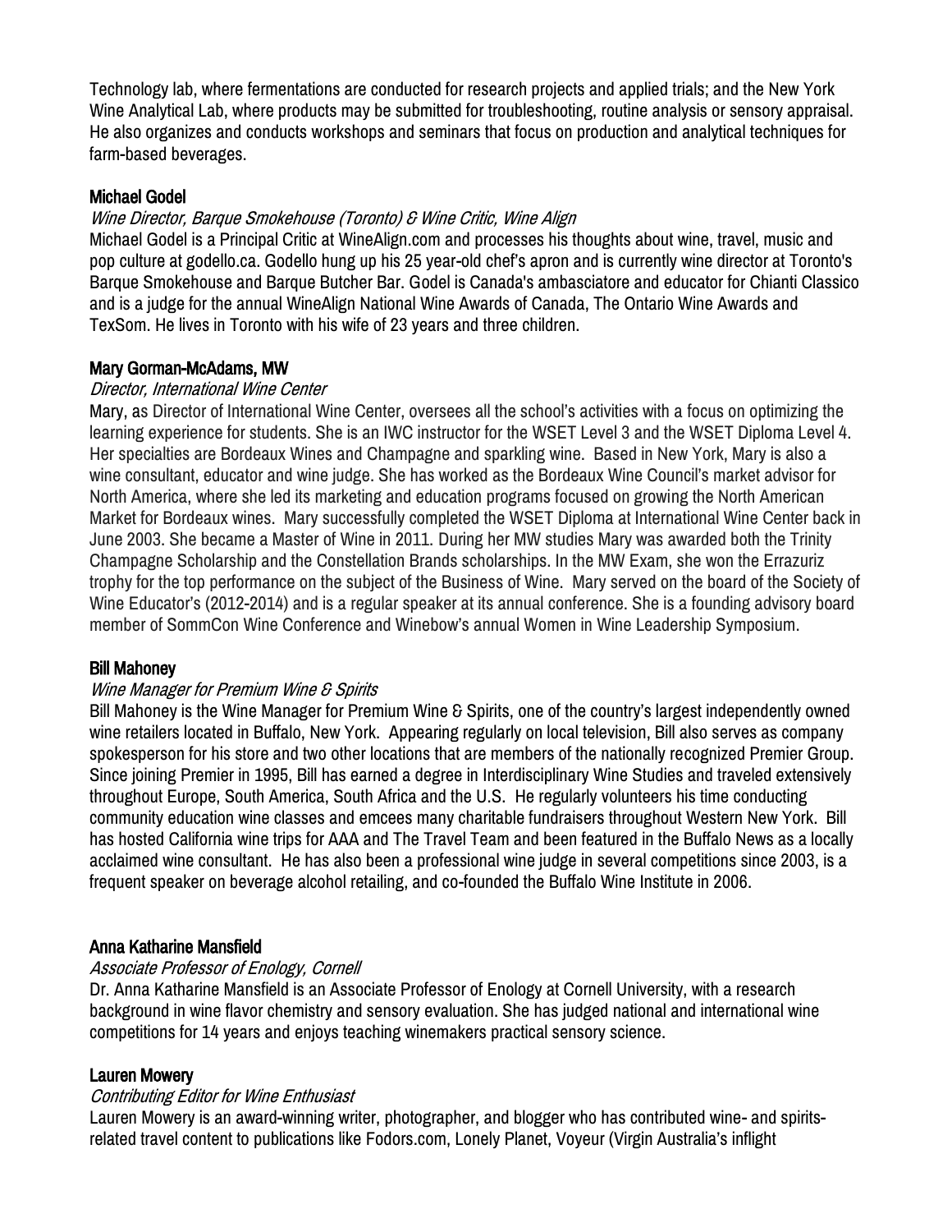Technology lab, where fermentations are conducted for research projects and applied trials; and the New York Wine Analytical Lab, where products may be submitted for troubleshooting, routine analysis or sensory appraisal. He also organizes and conducts workshops and seminars that focus on production and analytical techniques for farm-based beverages.

### Michael Godel

*Wine Director, Barque Smokehouse (Toronto) & Wine Critic, Wine Align*

Michael Godel is a Principal Critic at WineAlign.com and processes his thoughts about wine, travel, music and pop culture at godello.ca. Godello hung up his 25 year-old chef's apron and is currently wine director at Toronto's Barque Smokehouse and Barque Butcher Bar. Godel is Canada's ambasciatore and educator for Chianti Classico and is a judge for the annual WineAlign National Wine Awards of Canada, The Ontario Wine Awards and TexSom. He lives in Toronto with his wife of 23 years and three children.

### Mary Gorman-McAdams, MW

*Director, International Wine Center*

Mary, as Director of International Wine Center, oversees all the school's activities with a focus on optimizing the learning experience for students. She is an IWC instructor for the WSET Level 3 and the WSET Diploma Level 4. Her specialties are Bordeaux Wines and Champagne and sparkling wine. Based in New York, Mary is also a wine consultant, educator and wine judge. She has worked as the Bordeaux Wine Council's market advisor for North America, where she led its marketing and education programs focused on growing the North American Market for Bordeaux wines. Mary successfully completed the WSET Diploma at International Wine Center back in June 2003. She became a Master of Wine in 2011. During her MW studies Mary was awarded both the Trinity Champagne Scholarship and the Constellation Brands scholarships. In the MW Exam, she won the Errazuriz trophy for the top performance on the subject of the Business of Wine. Mary served on the board of the Society of Wine Educator's (2012-2014) and is a regular speaker at its annual conference. She is a founding advisory board member of SommCon Wine Conference and Winebow's annual Women in Wine Leadership Symposium.

### Bill Mahoney

*Wine Manager for Premium Wine & Spirits*

Bill Mahoney is the Wine Manager for Premium Wine & Spirits, one of the country's largest independently owned wine retailers located in Buffalo, New York. Appearing regularly on local television, Bill also serves as company spokesperson for his store and two other locations that are members of the nationally recognized Premier Group. Since joining Premier in 1995, Bill has earned a degree in Interdisciplinary Wine Studies and traveled extensively throughout Europe, South America, South Africa and the U.S. He regularly volunteers his time conducting community education wine classes and emcees many charitable fundraisers throughout Western New York. Bill has hosted California wine trips for AAA and The Travel Team and been featured in the Buffalo News as a locally acclaimed wine consultant. He has also been a professional wine judge in several competitions since 2003, is a frequent speaker on beverage alcohol retailing, and co-founded the Buffalo Wine Institute in 2006.

### Anna Katharine Mansfield

*Associate Professor of Enology, Cornell*

Dr. Anna Katharine Mansfield is an Associate Professor of Enology at Cornell University, with a research background in wine flavor chemistry and sensory evaluation. She has judged national and international wine competitions for 14 years and enjoys teaching winemakers practical sensory science.

### Lauren Mowery

*Contributing Editor for Wine Enthusiast*

Lauren Mowery is an award-winning writer, photographer, and blogger who has contributed wine- and spirits-related travel content to publications like Fodors.com, Lonely Planet, Voyeur (Virgin Australia's inflight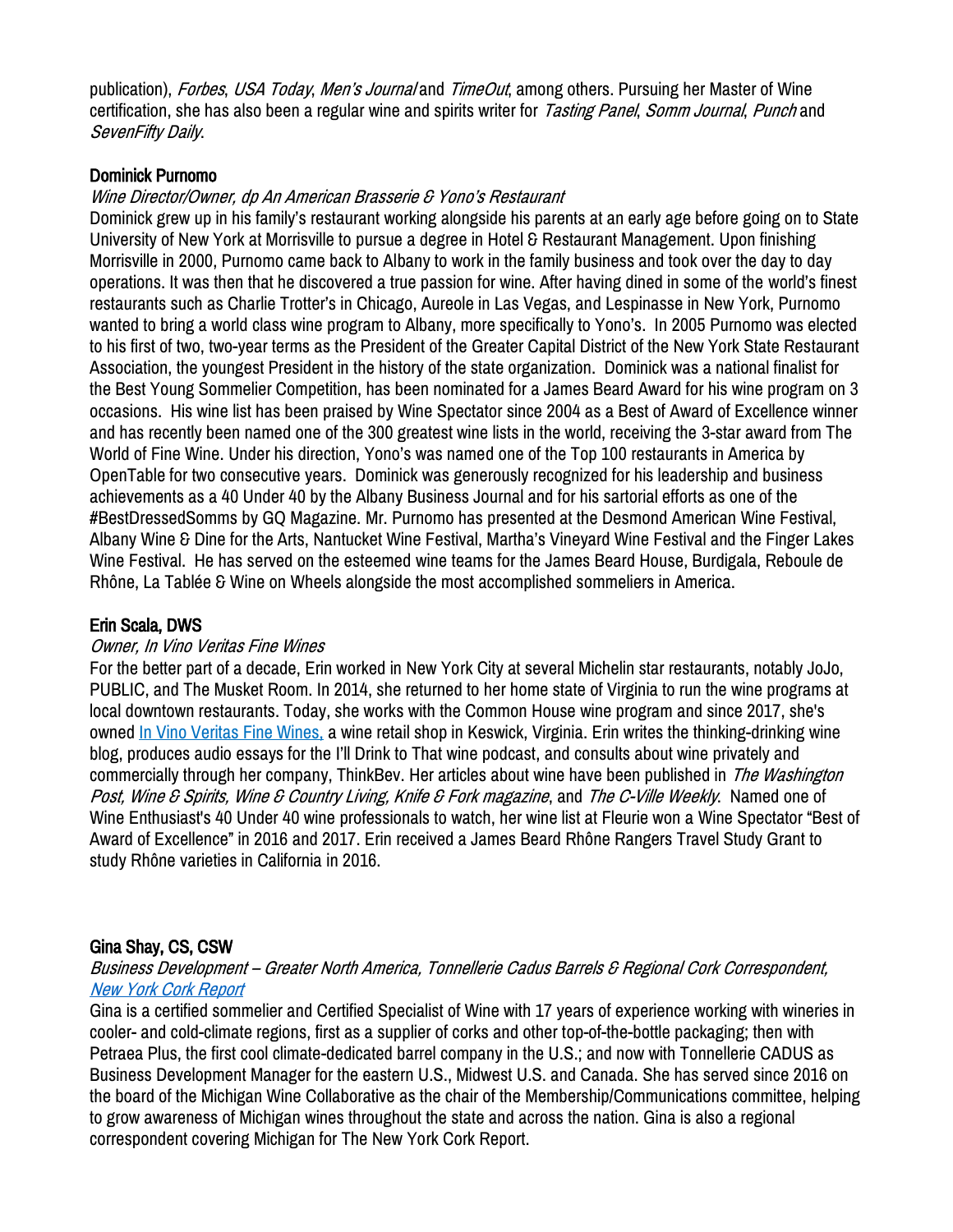publication), *Forbes*, *USA Today*, *Men's Journal* and *TimeOut*, among others. Pursuing her Master of Wine certification, she has also been a regular wine and spirits writer for *Tasting Panel*, *Somm Journal*, *Punch* and *SevenFifty Daily*.

### Dominick Purnomo

*Wine Director/Owner, dp An American Brasserie & Yono's Restaurant*

Dominick grew up in his family's restaurant working alongside his parents at an early age before going on to State University of New York at Morrisville to pursue a degree in Hotel & Restaurant Management. Upon finishing Morrisville in 2000, Purnomo came back to Albany to work in the family business and took over the day to day operations. It was then that he discovered a true passion for wine. After having dined in some of the world's finest restaurants such as Charlie Trotter's in Chicago, Aureole in Las Vegas, and Lespinasse in New York, Purnomo wanted to bring a world class wine program to Albany, more specifically to Yono's. In 2005 Purnomo was elected to his first of two, two-year terms as the President of the Greater Capital District of the New York State Restaurant Association, the youngest President in the history of the state organization. Dominick was a national finalist for the Best Young Sommelier Competition, has been nominated for a James Beard Award for his wine program on 3 occasions. His wine list has been praised by Wine Spectator since 2004 as a Best of Award of Excellence winner and has recently been named one of the 300 greatest wine lists in the world, receiving the 3-star award from The World of Fine Wine. Under his direction, Yono's was named one of the Top 100 restaurants in America by OpenTable for two consecutive years. Dominick was generously recognized for his leadership and business achievements as a 40 Under 40 by the Albany Business Journal and for his sartorial efforts as one of the #BestDressedSomms by GQ Magazine. Mr. Purnomo has presented at the Desmond American Wine Festival, Albany Wine & Dine for the Arts, Nantucket Wine Festival, Martha's Vineyard Wine Festival and the Finger Lakes Wine Festival. He has served on the esteemed wine teams for the James Beard House, Burdigala, Reboule de Rhône, La Tablée & Wine on Wheels alongside the most accomplished sommeliers in America.

### Erin Scala, DWS

*Owner, In Vino Veritas Fine Wines*

For the better part of a decade, Erin worked in New York City at several Michelin star restaurants, notably JoJo, PUBLIC, and The Musket Room. In 2014, she returned to her home state of Virginia to run the wine programs at local downtown restaurants. Today, she works with the Common House wine program and since 2017, she's owned In Vino Veritas Fine Wines, a wine retail shop in Keswick, Virginia. Erin writes the thinking-drinking wine blog, produces audio essays for the I'll Drink to That wine podcast, and consults about wine privately and commercially through her company, ThinkBev. Her articles about wine have been published in *The Washington Post, Wine & Spirits, Wine & Country Living, Knife & Fork magazine*, and *The C-Ville Weekly*. Named one of Wine Enthusiast's 40 Under 40 wine professionals to watch, her wine list at Fleurie won a Wine Spectator "Best of Award of Excellence" in 2016 and 2017. Erin received a James Beard Rhône Rangers Travel Study Grant to study Rhône varieties in California in 2016.

### Gina Shay, CS, CSW

*Business Development – Greater North America, Tonnellerie Cadus Barrels & Regional Cork Correspondent, New York Cork Report*

Gina is a certified sommelier and Certified Specialist of Wine with 17 years of experience working with wineries in cooler- and cold-climate regions, first as a supplier of corks and other top-of-the-bottle packaging; then with Petraea Plus, the first cool climate-dedicated barrel company in the U.S.; and now with Tonnellerie CADUS as Business Development Manager for the eastern U.S., Midwest U.S. and Canada. She has served since 2016 on the board of the Michigan Wine Collaborative as the chair of the Membership/Communications committee, helping to grow awareness of Michigan wines throughout the state and across the nation. Gina is also a regional correspondent covering Michigan for The New York Cork Report.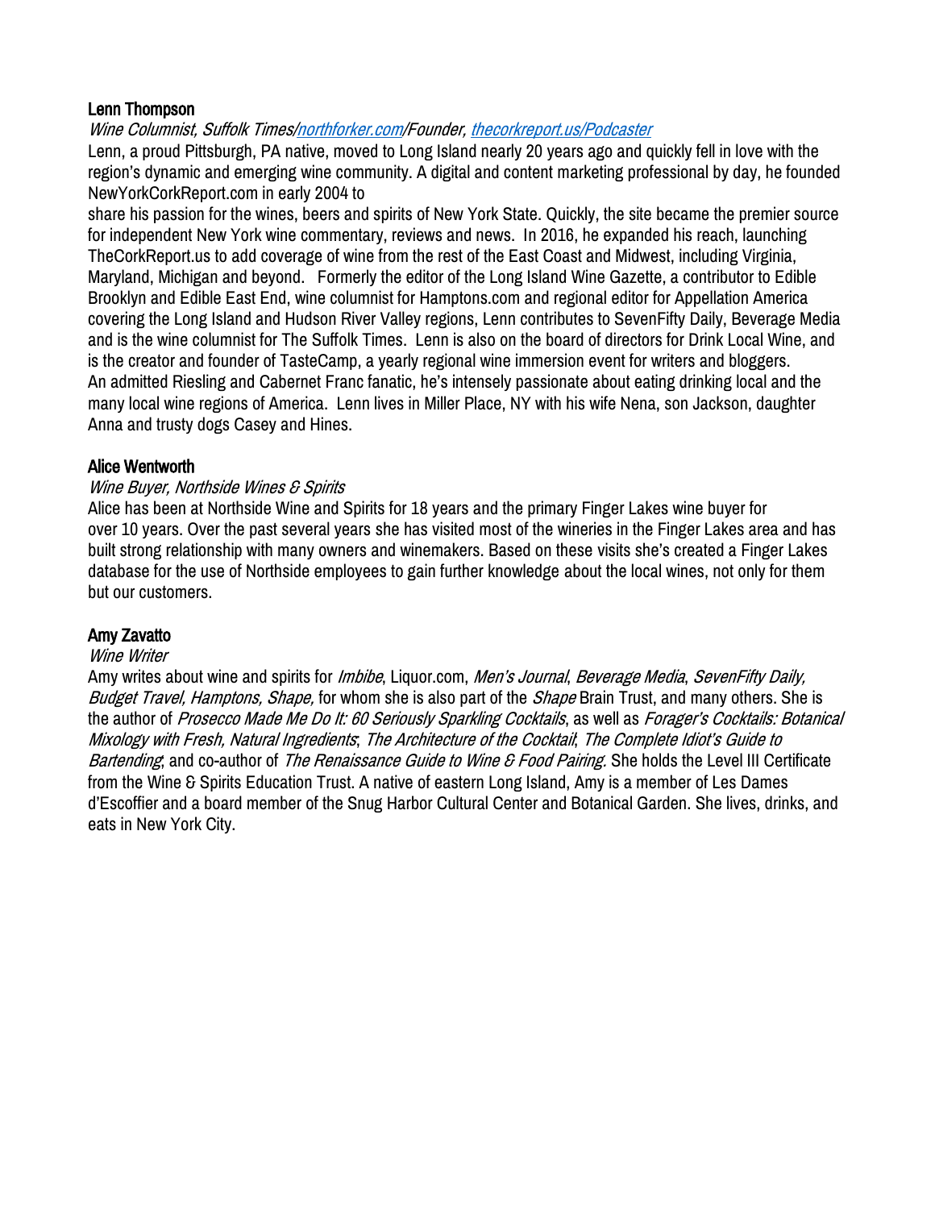**Lenn Thompson**

*Wine Columnist, Suffolk Times/[northforker.com](northforker.com)/Founder, [thecorkreport.us/Podcaster](thecorkreport.us/Podcaster)*

Lenn, a proud Pittsburgh, PA native, moved to Long Island nearly 20 years ago and quickly fell in love with the region's dynamic and emerging wine community. A digital and content marketing professional by day, he founded NewYorkCorkReport.com in early 2004 to share his passion for the wines, beers and spirits of New York State. Quickly, the site became the premier source for independent New York wine commentary, reviews and news. In 2016, he expanded his reach, launching TheCorkReport.us to add coverage of wine from the rest of the East Coast and Midwest, including Virginia, Maryland, Michigan and beyond. Formerly the editor of the Long Island Wine Gazette, a contributor to Edible Brooklyn and Edible East End, wine columnist for Hamptons.com and regional editor for Appellation America covering the Long Island and Hudson River Valley regions, Lenn contributes to SevenFifty Daily, Beverage Media and is the wine columnist for The Suffolk Times. Lenn is also on the board of directors for Drink Local Wine, and is the creator and founder of TasteCamp, a yearly regional wine immersion event for writers and bloggers. An admitted Riesling and Cabernet Franc fanatic, he's intensely passionate about eating drinking local and the many local wine regions of America. Lenn lives in Miller Place, NY with his wife Nena, son Jackson, daughter Anna and trusty dogs Casey and Hines.

**Alice Wentworth**

*Wine Buyer, Northside Wines & Spirits*

Alice has been at Northside Wine and Spirits for 18 years and the primary Finger Lakes wine buyer for over 10 years. Over the past several years she has visited most of the wineries in the Finger Lakes area and has built strong relationship with many owners and winemakers. Based on these visits she's created a Finger Lakes database for the use of Northside employees to gain further knowledge about the local wines, not only for them but our customers.

**Amy Zavatto**

*Wine Writer*

Amy writes about wine and spirits for *Imbibe*, Liquor.com, *Men's Journal*, *Beverage Media*, *SevenFifty Daily, Budget Travel, Hamptons, Shape,* for whom she is also part of the *Shape* Brain Trust, and many others. She is the author of *Prosecco Made Me Do It: 60 Seriously Sparkling Cocktails*, as well as *Forager's Cocktails: Botanical Mixology with Fresh, Natural Ingredients*; *The Architecture of the Cocktail*; *The Complete Idiot's Guide to Bartending*; and co-author of *The Renaissance Guide to Wine & Food Pairing.* She holds the Level III Certificate from the Wine & Spirits Education Trust. A native of eastern Long Island, Amy is a member of Les Dames d'Escoffier and a board member of the Snug Harbor Cultural Center and Botanical Garden. She lives, drinks, and eats in New York City.